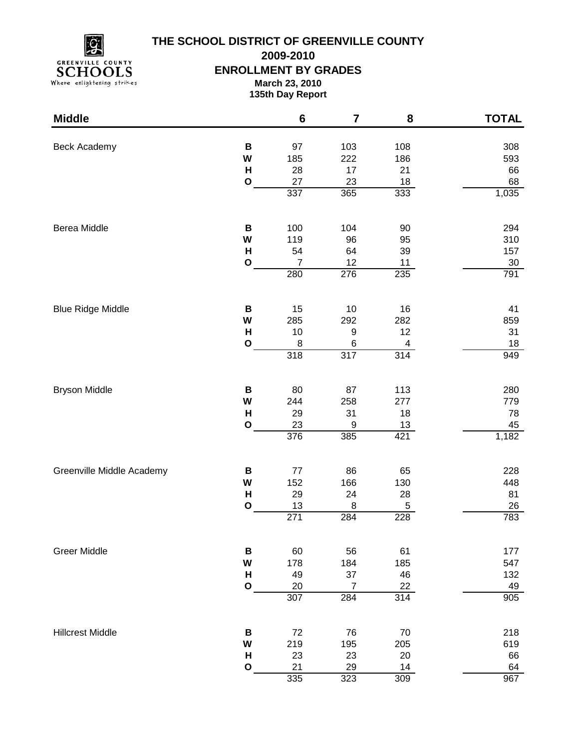# THE SCHOOL DISTRICT OF GREENVILLE COUNTY

## 2009-2010

## ENROLLMENT BY GRADES

**March 23, 2010**

**135th Day Report**

| Middle | | 6 | 7 | 8 | TOTAL |
|---|---|---|---|---|---|
| Beck Academy | **B** | 97 | 103 | 108 | 308 |
| | **W** | 185 | 222 | 186 | 593 |
| | **H** | 28 | 17 | 21 | 66 |
| | **O** | 27 | 23 | 18 | 68 |
| | | 337 | 365 | 333 | 1,035 |
| Berea Middle | **B** | 100 | 104 | 90 | 294 |
| | **W** | 119 | 96 | 95 | 310 |
| | **H** | 54 | 64 | 39 | 157 |
| | **O** | 7 | 12 | 11 | 30 |
| | | 280 | 276 | 235 | 791 |
| Blue Ridge Middle | **B** | 15 | 10 | 16 | 41 |
| | **W** | 285 | 292 | 282 | 859 |
| | **H** | 10 | 9 | 12 | 31 |
| | **O** | 8 | 6 | 4 | 18 |
| | | 318 | 317 | 314 | 949 |
| Bryson Middle | **B** | 80 | 87 | 113 | 280 |
| | **W** | 244 | 258 | 277 | 779 |
| | **H** | 29 | 31 | 18 | 78 |
| | **O** | 23 | 9 | 13 | 45 |
| | | 376 | 385 | 421 | 1,182 |
| Greenville Middle Academy | **B** | 77 | 86 | 65 | 228 |
| | **W** | 152 | 166 | 130 | 448 |
| | **H** | 29 | 24 | 28 | 81 |
| | **O** | 13 | 8 | 5 | 26 |
| | | 271 | 284 | 228 | 783 |
| Greer Middle | **B** | 60 | 56 | 61 | 177 |
| | **W** | 178 | 184 | 185 | 547 |
| | **H** | 49 | 37 | 46 | 132 |
| | **O** | 20 | 7 | 22 | 49 |
| | | 307 | 284 | 314 | 905 |
| Hillcrest Middle | **B** | 72 | 76 | 70 | 218 |
| | **W** | 219 | 195 | 205 | 619 |
| | **H** | 23 | 23 | 20 | 66 |
| | **O** | 21 | 29 | 14 | 64 |
| | | 335 | 323 | 309 | 967 |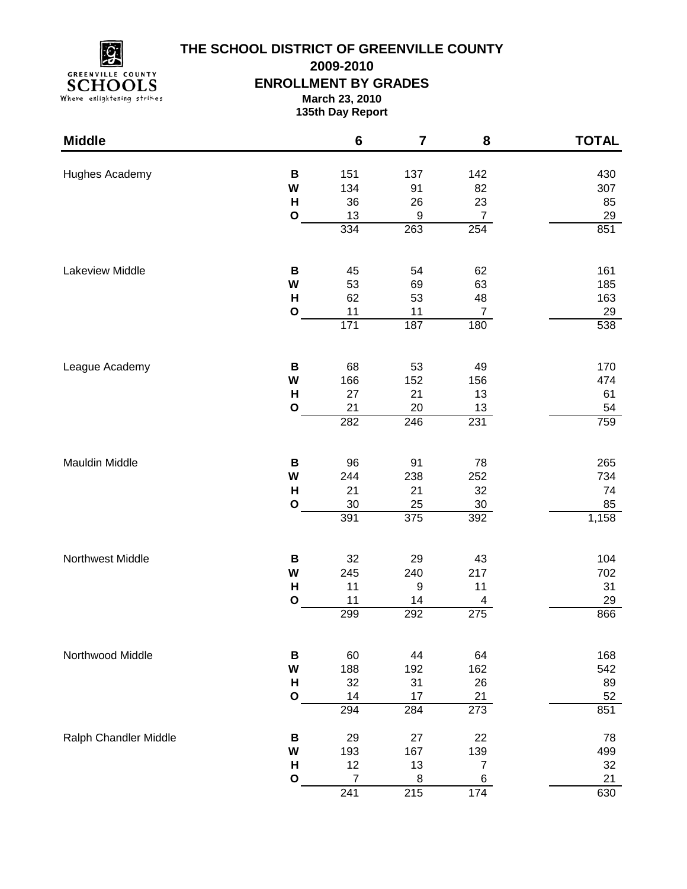# THE SCHOOL DISTRICT OF GREENVILLE COUNTY

## 2009-2010

## ENROLLMENT BY GRADES

**March 23, 2010**

**135th Day Report**

| Middle | | 6 | 7 | 8 | TOTAL |
|---|---|---|---|---|---|
| Hughes Academy | B | 151 | 137 | 142 | 430 |
| | W | 134 | 91 | 82 | 307 |
| | H | 36 | 26 | 23 | 85 |
| | O | 13 | 9 | 7 | 29 |
| | | 334 | 263 | 254 | 851 |
| Lakeview Middle | B | 45 | 54 | 62 | 161 |
| | W | 53 | 69 | 63 | 185 |
| | H | 62 | 53 | 48 | 163 |
| | O | 11 | 11 | 7 | 29 |
| | | 171 | 187 | 180 | 538 |
| League Academy | B | 68 | 53 | 49 | 170 |
| | W | 166 | 152 | 156 | 474 |
| | H | 27 | 21 | 13 | 61 |
| | O | 21 | 20 | 13 | 54 |
| | | 282 | 246 | 231 | 759 |
| Mauldin Middle | B | 96 | 91 | 78 | 265 |
| | W | 244 | 238 | 252 | 734 |
| | H | 21 | 21 | 32 | 74 |
| | O | 30 | 25 | 30 | 85 |
| | | 391 | 375 | 392 | 1,158 |
| Northwest Middle | B | 32 | 29 | 43 | 104 |
| | W | 245 | 240 | 217 | 702 |
| | H | 11 | 9 | 11 | 31 |
| | O | 11 | 14 | 4 | 29 |
| | | 299 | 292 | 275 | 866 |
| Northwood Middle | B | 60 | 44 | 64 | 168 |
| | W | 188 | 192 | 162 | 542 |
| | H | 32 | 31 | 26 | 89 |
| | O | 14 | 17 | 21 | 52 |
| | | 294 | 284 | 273 | 851 |
| Ralph Chandler Middle | B | 29 | 27 | 22 | 78 |
| | W | 193 | 167 | 139 | 499 |
| | H | 12 | 13 | 7 | 32 |
| | O | 7 | 8 | 6 | 21 |
| | | 241 | 215 | 174 | 630 |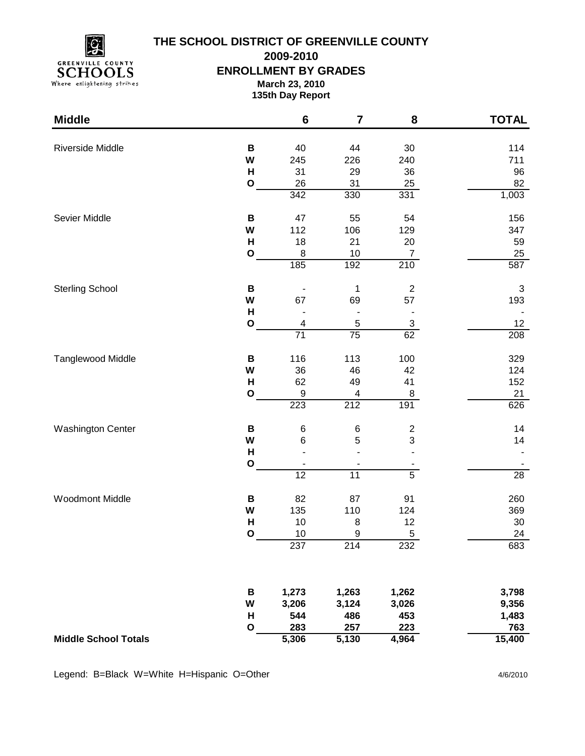# THE SCHOOL DISTRICT OF GREENVILLE COUNTY

## 2009-2010

## ENROLLMENT BY GRADES

**March 23, 2010**

**135th Day Report**

| Middle | | 6 | 7 | 8 | TOTAL |
|---|---|---|---|---|---|
| Riverside Middle | B | 40 | 44 | 30 | 114 |
| | W | 245 | 226 | 240 | 711 |
| | H | 31 | 29 | 36 | 96 |
| | O | 26 | 31 | 25 | 82 |
| | | 342 | 330 | 331 | 1,003 |
| Sevier Middle | B | 47 | 55 | 54 | 156 |
| | W | 112 | 106 | 129 | 347 |
| | H | 18 | 21 | 20 | 59 |
| | O | 8 | 10 | 7 | 25 |
| | | 185 | 192 | 210 | 587 |
| Sterling School | B | - | 1 | 2 | 3 |
| | W | 67 | 69 | 57 | 193 |
| | H | - | - | - | - |
| | O | 4 | 5 | 3 | 12 |
| | | 71 | 75 | 62 | 208 |
| Tanglewood Middle | B | 116 | 113 | 100 | 329 |
| | W | 36 | 46 | 42 | 124 |
| | H | 62 | 49 | 41 | 152 |
| | O | 9 | 4 | 8 | 21 |
| | | 223 | 212 | 191 | 626 |
| Washington Center | B | 6 | 6 | 2 | 14 |
| | W | 6 | 5 | 3 | 14 |
| | H | - | - | - | - |
| | O | - | - | - | - |
| | | 12 | 11 | 5 | 28 |
| Woodmont Middle | B | 82 | 87 | 91 | 260 |
| | W | 135 | 110 | 124 | 369 |
| | H | 10 | 8 | 12 | 30 |
| | O | 10 | 9 | 5 | 24 |
| | | 237 | 214 | 232 | 683 |
| | **B** | **1,273** | **1,263** | **1,262** | **3,798** |
| | **W** | **3,206** | **3,124** | **3,026** | **9,356** |
| | **H** | **544** | **486** | **453** | **1,483** |
| | **O** | **283** | **257** | **223** | **763** |
| **Middle School Totals** | | **5,306** | **5,130** | **4,964** | **15,400** |

Legend: B=Black W=White H=Hispanic O=Other

4/6/2010